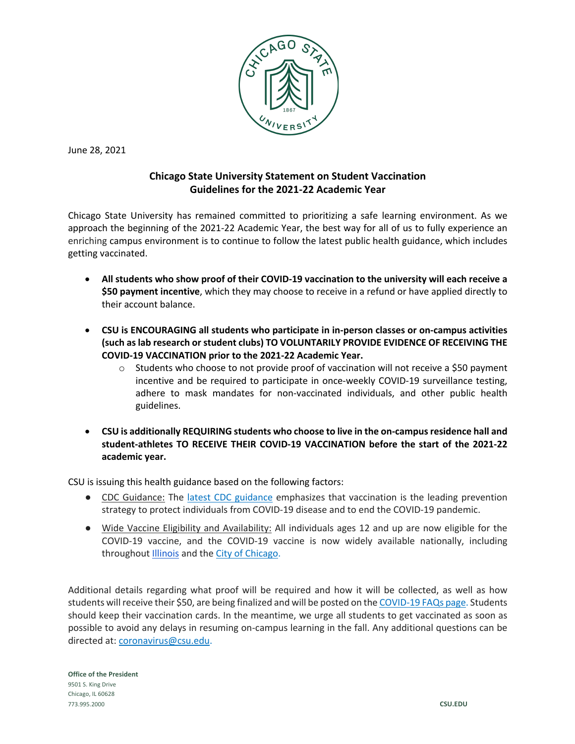June 28, 2021

## Chicago State University Statement on Student Vaccination Guidelines for the 2021-22 Academic Year

Chicago State University has remained committed to prioritizing a safe learning environment. As we approach the beginning of the 2021-22 Academic Year, the best way for all of us to fully experience an enriching campus environment is to continue to follow the latest public health guidance, which includes getting vaccinated.

- **All students who show proof of their COVID-19 vaccination to the university will each receive a $50 payment incentive**, which they may choose to receive in a refund or have applied directly to their account balance.
- **CSU is ENCOURAGING all students who participate in in-person classes or on-campus activities (such as lab research or student clubs) TO VOLUNTARILY PROVIDE EVIDENCE OF RECEIVING THE COVID-19 VACCINATION prior to the 2021-22 Academic Year.**
  - Students who choose to not provide proof of vaccination will not receive a $50 payment incentive and be required to participate in once-weekly COVID-19 surveillance testing, adhere to mask mandates for non-vaccinated individuals, and other public health guidelines.
- **CSU is additionally REQUIRING students who choose to live in the on-campus residence hall and student-athletes TO RECEIVE THEIR COVID-19 VACCINATION before the start of the 2021-22 academic year.**

CSU is issuing this health guidance based on the following factors:

- CDC Guidance: The latest CDC guidance emphasizes that vaccination is the leading prevention strategy to protect individuals from COVID-19 disease and to end the COVID-19 pandemic.
- Wide Vaccine Eligibility and Availability: All individuals ages 12 and up are now eligible for the COVID-19 vaccine, and the COVID-19 vaccine is now widely available nationally, including throughout Illinois and the City of Chicago.

Additional details regarding what proof will be required and how it will be collected, as well as how students will receive their $50, are being finalized and will be posted on the COVID-19 FAQs page. Students should keep their vaccination cards. In the meantime, we urge all students to get vaccinated as soon as possible to avoid any delays in resuming on-campus learning in the fall. Any additional questions can be directed at: coronavirus@csu.edu.

**Office of the President**
9501 S. King Drive
Chicago, IL 60628
773.995.2000

**CSU.EDU**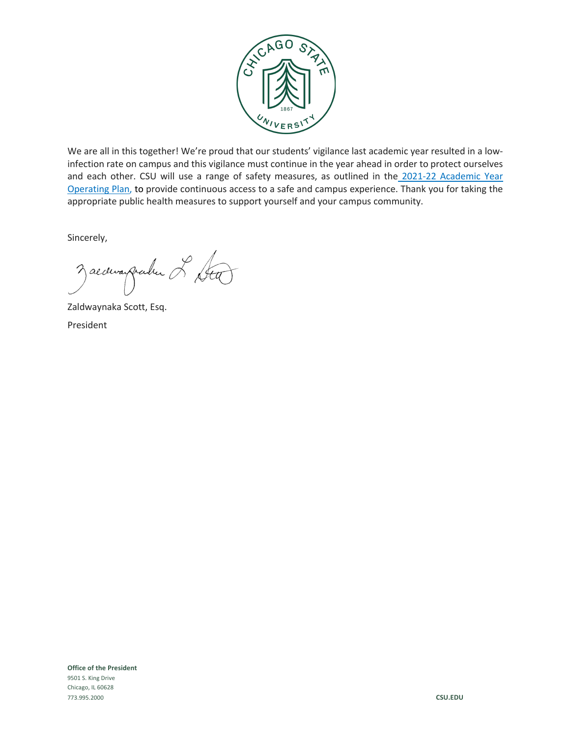We are all in this together! We're proud that our students' vigilance last academic year resulted in a low-infection rate on campus and this vigilance must continue in the year ahead in order to protect ourselves and each other. CSU will use a range of safety measures, as outlined in the 2021-22 Academic Year Operating Plan, to provide continuous access to a safe and campus experience. Thank you for taking the appropriate public health measures to support yourself and your campus community.

Sincerely,

Zaldwaynaka Scott, Esq.

President

**Office of the President**
9501 S. King Drive
Chicago, IL 60628
773.995.2000

**CSU.EDU**